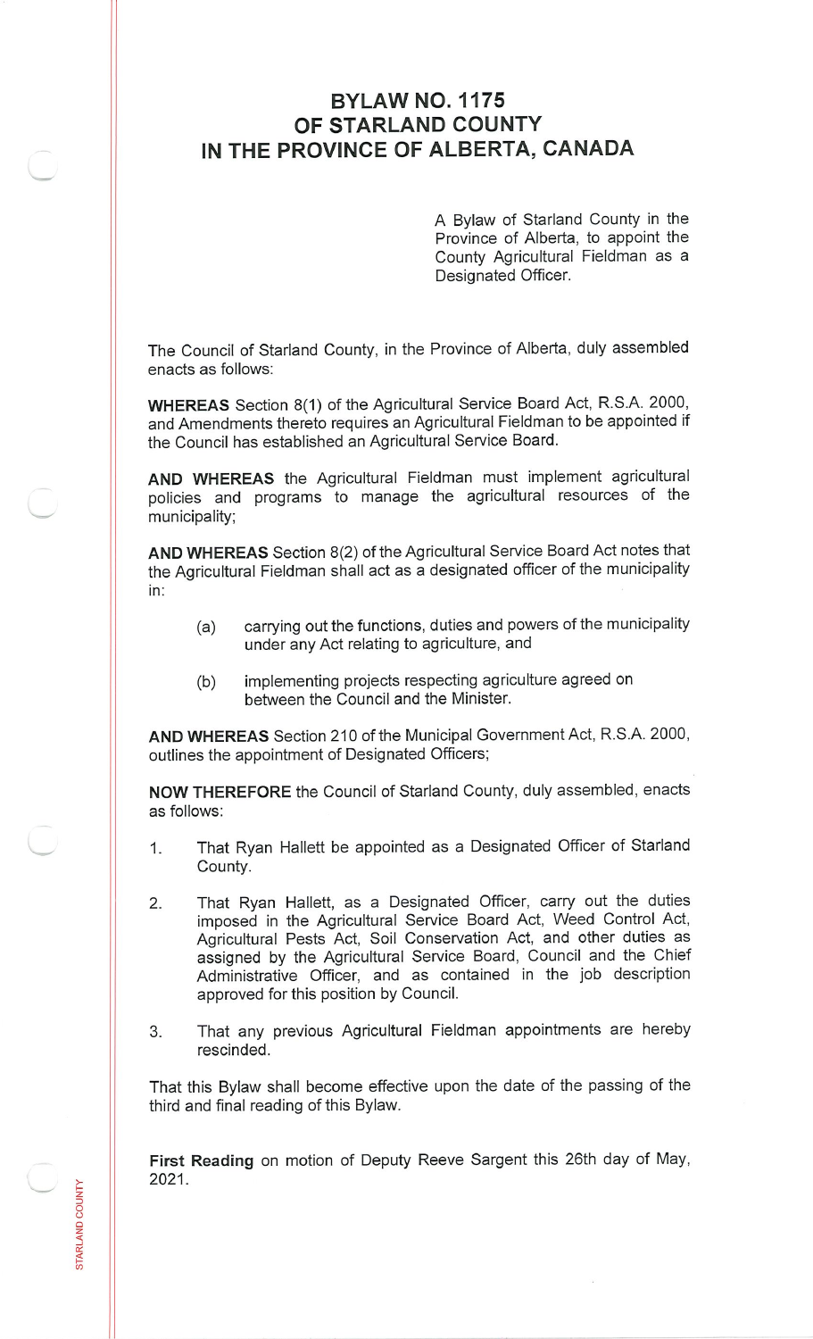# BYLAW NO. 1175
# OF STARLAND COUNTY
# IN THE PROVINCE OF ALBERTA, CANADA

A Bylaw of Starland County in the Province of Alberta, to appoint the County Agricultural Fieldman as a Designated Officer.

The Council of Starland County, in the Province of Alberta, duly assembled enacts as follows:

**WHEREAS** Section 8(1) of the Agricultural Service Board Act, R.S.A. 2000, and Amendments thereto requires an Agricultural Fieldman to be appointed if the Council has established an Agricultural Service Board.

**AND WHEREAS** the Agricultural Fieldman must implement agricultural policies and programs to manage the agricultural resources of the municipality;

**AND WHEREAS** Section 8(2) of the Agricultural Service Board Act notes that the Agricultural Fieldman shall act as a designated officer of the municipality in:

(a) carrying out the functions, duties and powers of the municipality under any Act relating to agriculture, and

(b) implementing projects respecting agriculture agreed on between the Council and the Minister.

**AND WHEREAS** Section 210 of the Municipal Government Act, R.S.A. 2000, outlines the appointment of Designated Officers;

**NOW THEREFORE** the Council of Starland County, duly assembled, enacts as follows:

1. That Ryan Hallett be appointed as a Designated Officer of Starland County.

2. That Ryan Hallett, as a Designated Officer, carry out the duties imposed in the Agricultural Service Board Act, Weed Control Act, Agricultural Pests Act, Soil Conservation Act, and other duties as assigned by the Agricultural Service Board, Council and the Chief Administrative Officer, and as contained in the job description approved for this position by Council.

3. That any previous Agricultural Fieldman appointments are hereby rescinded.

That this Bylaw shall become effective upon the date of the passing of the third and final reading of this Bylaw.

**First Reading** on motion of Deputy Reeve Sargent this 26th day of May, 2021.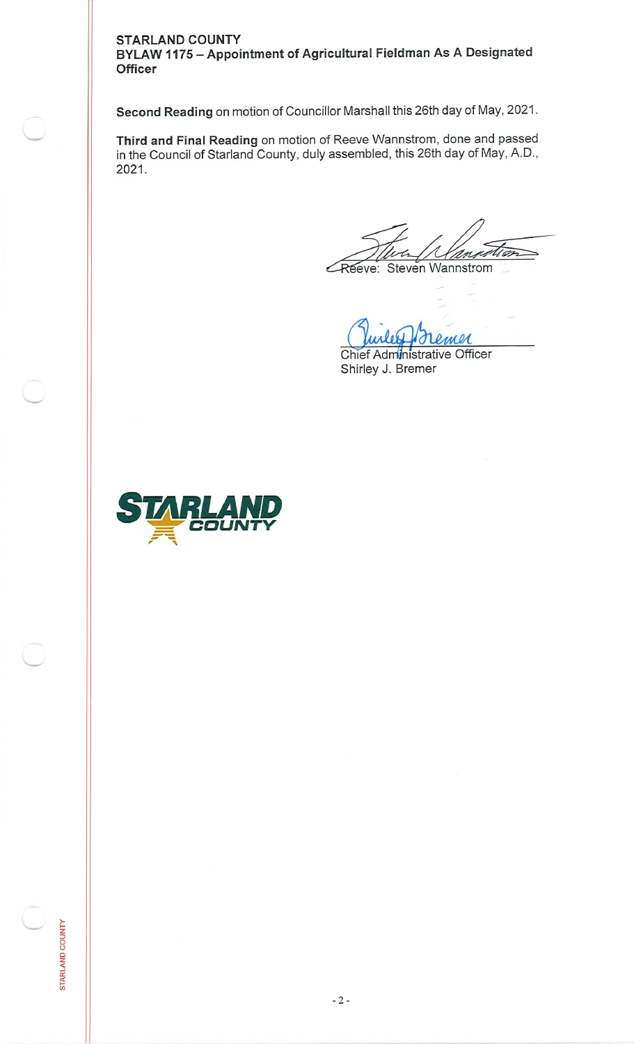**STARLAND COUNTY**
**BYLAW 1175 – Appointment of Agricultural Fieldman As A Designated Officer**

**Second Reading** on motion of Councillor Marshall this 26th day of May, 2021.

**Third and Final Reading** on motion of Reeve Wannstrom, done and passed in the Council of Starland County, duly assembled, this 26th day of May, A.D., 2021.

Reeve: Steven Wannstrom

Chief Administrative Officer
Shirley J. Bremer

STARLAND COUNTY